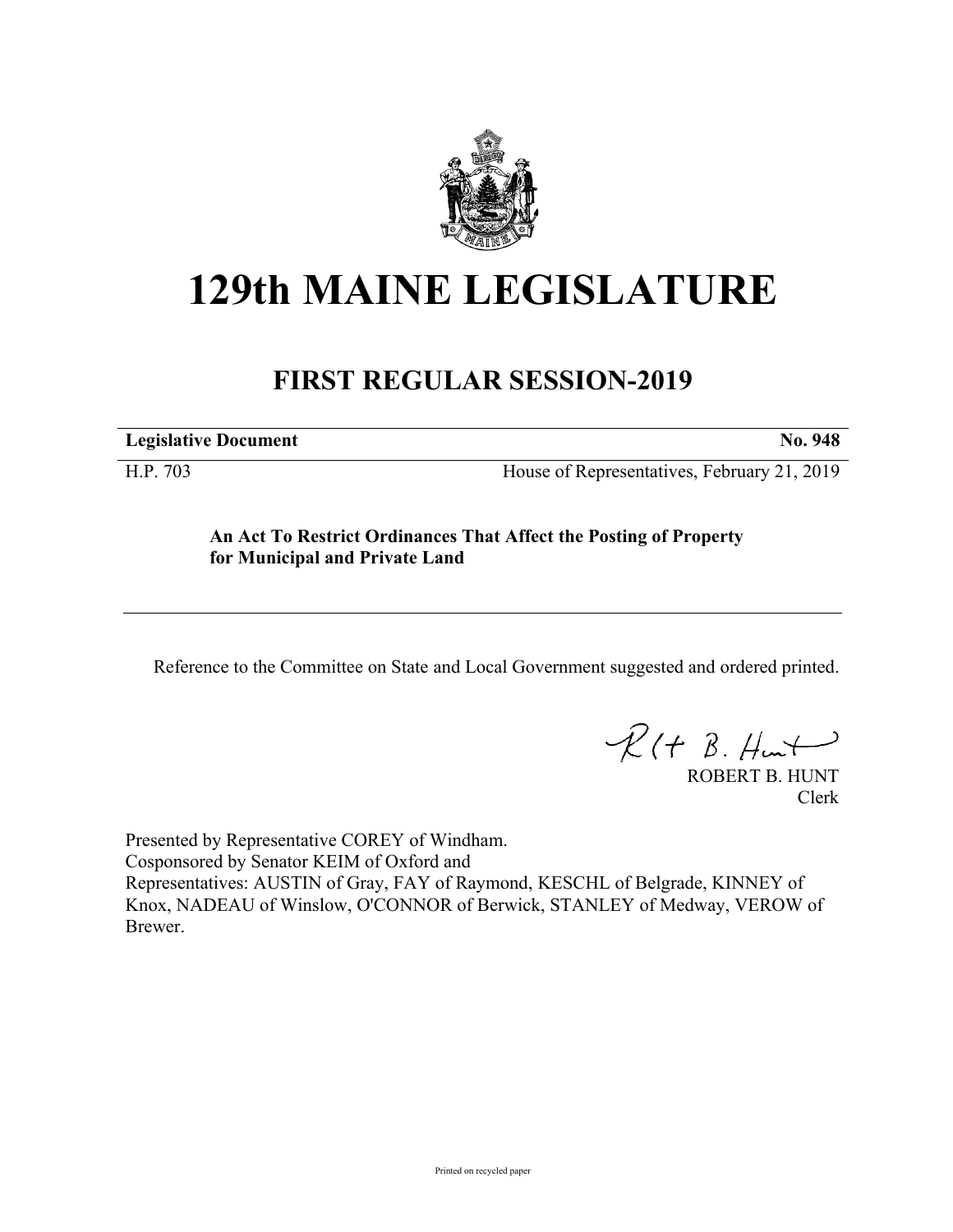# 129th MAINE LEGISLATURE

## FIRST REGULAR SESSION-2019

**Legislative Document** **No. 948**

H.P. 703 House of Representatives, February 21, 2019

**An Act To Restrict Ordinances That Affect the Posting of Property for Municipal and Private Land**

Reference to the Committee on State and Local Government suggested and ordered printed.

ROBERT B. HUNT
Clerk

Presented by Representative COREY of Windham.
Cosponsored by Senator KEIM of Oxford and
Representatives: AUSTIN of Gray, FAY of Raymond, KESCHL of Belgrade, KINNEY of Knox, NADEAU of Winslow, O'CONNOR of Berwick, STANLEY of Medway, VEROW of Brewer.

Printed on recycled paper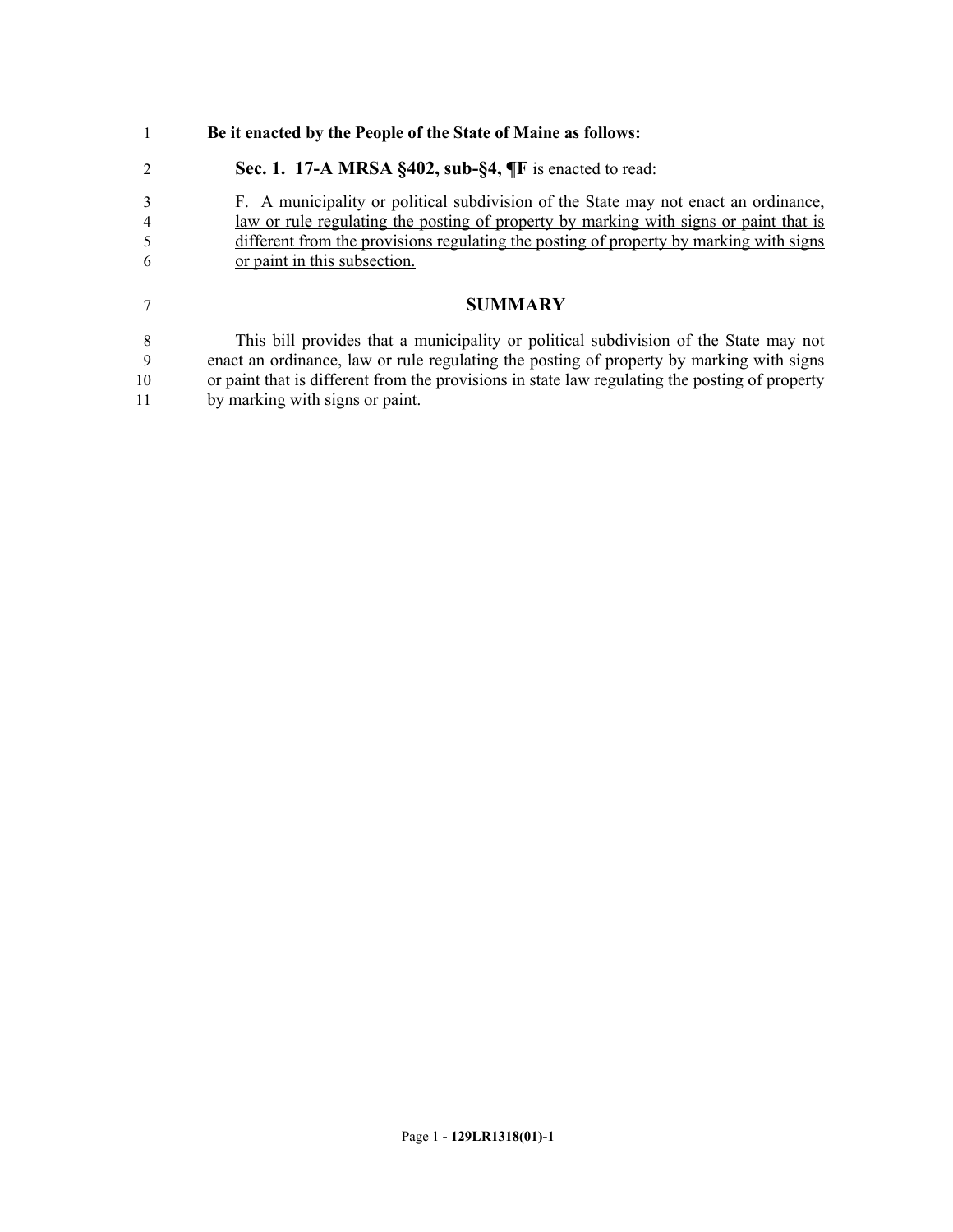**Be it enacted by the People of the State of Maine as follows:**

**Sec. 1. 17-A MRSA §402, sub-§4, ¶F** is enacted to read:

F. A municipality or political subdivision of the State may not enact an ordinance, law or rule regulating the posting of property by marking with signs or paint that is different from the provisions regulating the posting of property by marking with signs or paint in this subsection.

## SUMMARY

This bill provides that a municipality or political subdivision of the State may not enact an ordinance, law or rule regulating the posting of property by marking with signs or paint that is different from the provisions in state law regulating the posting of property by marking with signs or paint.